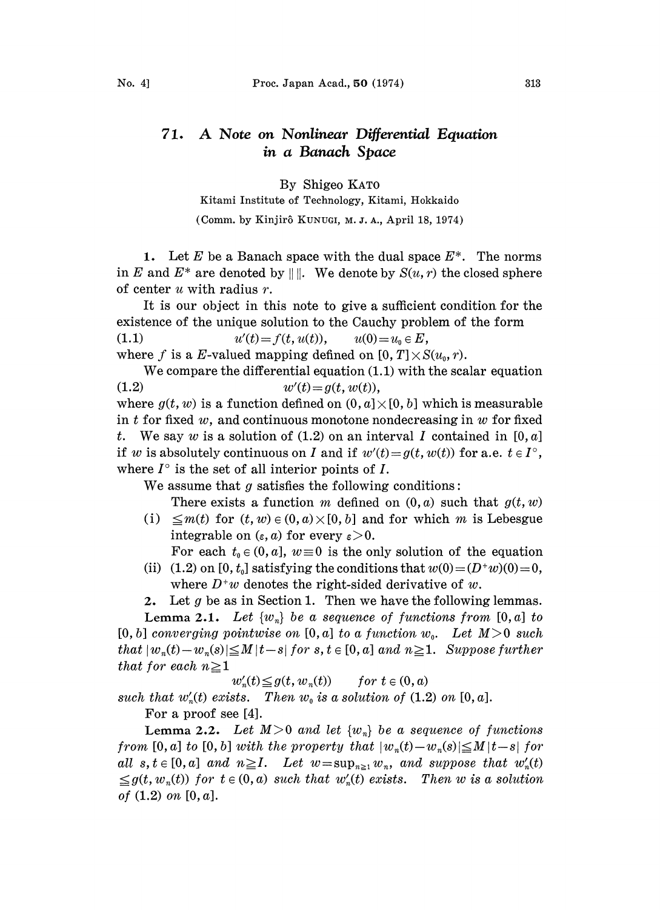# 71. A Note on Nonlinear Differential Equation in a Banach Space

By Shigeo KATO

Kitami Institute of Technology, Kitami, Hokkaido

(Comm. by Kinjirô KUNUGI, M. J. A., April 18, 1974)

**1.** Let $E$ be a Banach space with the dual space $E^*$. The norms in $E$ and $E^*$ are denoted by $\| \|$. We denote by $S(u, r)$ the closed sphere of center $u$ with radius $r$.

It is our object in this note to give a sufficient condition for the existence of the unique solution to the Cauchy problem of the form

$$(1.1) \qquad u'(t)=f(t, u(t)), \qquad u(0)=u_0 \in E,$$

where $f$ is a $E$-valued mapping defined on $[0, T] \times S(u_0, r)$.

We compare the differential equation (1.1) with the scalar equation

$$(1.2) \qquad w'(t)=g(t, w(t)),$$

where $g(t, w)$ is a function defined on $(0, a] \times [0, b]$ which is measurable in $t$ for fixed $w$, and continuous monotone nondecreasing in $w$ for fixed $t$. We say $w$ is a solution of (1.2) on an interval $I$ contained in $[0, a]$ if $w$ is absolutely continuous on $I$ and if $w'(t)=g(t, w(t))$ for a.e. $t \in I^\circ$, where $I^\circ$ is the set of all interior points of $I$.

We assume that $g$ satisfies the following conditions:

(i) There exists a function $m$ defined on $(0, a)$ such that $g(t, w) \leqq m(t)$ for $(t, w) \in (0, a) \times [0, b]$ and for which $m$ is Lebesgue integrable on $(\varepsilon, a)$ for every $\varepsilon > 0$.

(ii) For each $t_0 \in (0, a]$, $w \equiv 0$ is the only solution of the equation (1.2) on $[0, t_0]$ satisfying the conditions that $w(0)=(D^+w)(0)=0$, where $D^+w$ denotes the right-sided derivative of $w$.

**2.** Let $g$ be as in Section 1. Then we have the following lemmas.

**Lemma 2.1.** *Let $\{w_n\}$ be a sequence of functions from $[0, a]$ to $[0, b]$ converging pointwise on $[0, a]$ to a function $w_0$. Let $M>0$ such that $|w_n(t)-w_n(s)| \leqq M|t-s|$ for $s, t \in [0, a]$ and $n \geqq 1$. Suppose further that for each $n \geqq 1$*

$$w_n'(t) \leqq g(t, w_n(t)) \qquad \textit{for } t \in (0, a)$$

*such that $w_n'(t)$ exists. Then $w_0$ is a solution of (1.2) on $[0, a]$.*

For a proof see [4].

**Lemma 2.2.** *Let $M>0$ and let $\{w_n\}$ be a sequence of functions from $[0, a]$ to $[0, b]$ with the property that $|w_n(t)-w_n(s)| \leqq M|t-s|$ for all $s, t \in [0, a]$ and $n \geqq I$. Let $w=\sup_{n \geqq 1} w_n$, and suppose that $w_n'(t) \leqq g(t, w_n(t))$ for $t \in (0, a)$ such that $w_n'(t)$ exists. Then $w$ is a solution of (1.2) on $[0, a]$.*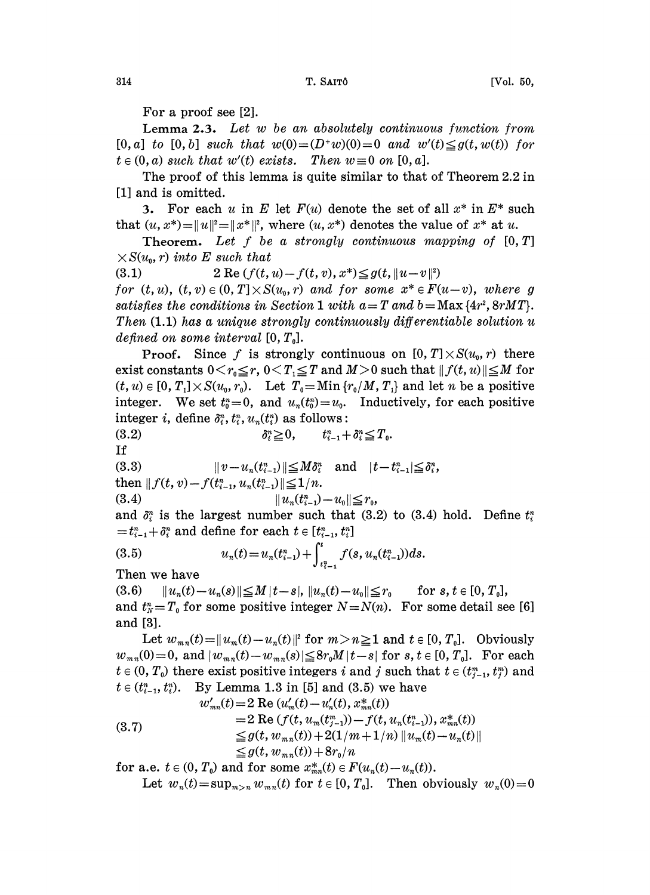For a proof see [2].

**Lemma 2.3.** *Let $w$ be an absolutely continuous function from $[0, a]$ to $[0, b]$ such that $w(0)=(D^+w)(0)=0$ and $w'(t)\leqq g(t, w(t))$ for $t \in (0, a)$ such that $w'(t)$ exists. Then $w\equiv 0$ on $[0, a]$.*

The proof of this lemma is quite similar to that of Theorem 2.2 in [1] and is omitted.

**3.** For each $u$ in $E$ let $F(u)$ denote the set of all $x^*$ in $E^*$ such that $(u, x^*)=\|u\|^2=\|x^*\|^2$, where $(u, x^*)$ denotes the value of $x^*$ at $u$.

**Theorem.** *Let $f$ be a strongly continuous mapping of $[0, T] \times S(u_0, r)$ into $E$ such that*

$$2 \operatorname{Re}(f(t, u)-f(t, v), x^*)\leqq g(t, \|u-v\|^2) \tag{3.1}$$

*for $(t, u)$, $(t, v) \in (0, T]\times S(u_0, r)$ and for some $x^* \in F(u-v)$, where $g$ satisfies the conditions in Section 1 with $a=T$ and $b=\operatorname{Max}\{4r^2, 8rMT\}$. Then (1.1) has a unique strongly continuously differentiable solution $u$ defined on some interval $[0, T_0]$.*

**Proof.** Since $f$ is strongly continuous on $[0, T]\times S(u_0, r)$ there exist constants $0<r_0\leqq r$, $0<T_1\leqq T$ and $M>0$ such that $\|f(t, u)\|\leqq M$ for $(t, u) \in [0, T_1]\times S(u_0, r_0)$. Let $T_0=\operatorname{Min}\{r_0/M, T_1\}$ and let $n$ be a positive integer. We set $t_0^n=0$, and $u_n(t_0^n)=u_0$. Inductively, for each positive integer $i$, define $\delta_i^n, t_i^n, u_n(t_i^n)$ as follows:

$$\delta_i^n\geqq 0, \qquad t_{i-1}^n+\delta_i^n\leqq T_0. \tag{3.2}$$

If

$$\|v-u_n(t_{i-1}^n)\|\leqq M\delta_i^n \quad \text{and} \quad |t-t_{i-1}^n|\leqq \delta_i^n, \tag{3.3}$$

then $\|f(t, v)-f(t_{i-1}^n, u_n(t_{i-1}^n))\|\leqq 1/n$.

$$\|u_n(t_{i-1}^n)-u_0\|\leqq r_0, \tag{3.4}$$

and $\delta_i^n$ is the largest number such that (3.2) to (3.4) hold. Define $t_i^n=t_{i-1}^n+\delta_i^n$ and define for each $t \in [t_{i-1}^n, t_i^n]$

$$u_n(t)=u_n(t_{i-1}^n)+\int_{t_{i-1}^n}^t f(s, u_n(t_{i-1}^n))ds. \tag{3.5}$$

Then we have

$$\|u_n(t)-u_n(s)\|\leqq M|t-s|, \ \|u_n(t)-u_0\|\leqq r_0 \qquad \text{for } s, t \in [0, T_0], \tag{3.6}$$

and $t_N^n=T_0$ for some positive integer $N=N(n)$. For some detail see [6] and [3].

Let $w_{mn}(t)=\|u_m(t)-u_n(t)\|^2$ for $m>n\geqq 1$ and $t \in [0, T_0]$. Obviously $w_{mn}(0)=0$, and $|w_{mn}(t)-w_{mn}(s)|\leqq 8r_0M|t-s|$ for $s, t \in [0, T_0]$. For each $t \in (0, T_0)$ there exist positive integers $i$ and $j$ such that $t \in (t_{j-1}^m, t_j^m)$ and $t \in (t_{i-1}^n, t_i^n)$. By Lemma 1.3 in [5] and (3.5) we have

$$\begin{aligned} w'_{mn}(t)&=2 \operatorname{Re}(u'_m(t)-u'_n(t), x^*_{mn}(t)) \\ &=2 \operatorname{Re}(f(t, u_m(t_{j-1}^m))-f(t, u_n(t_{i-1}^n)), x^*_{mn}(t)) \\ &\leqq g(t, w_{mn}(t))+2(1/m+1/n)\|u_m(t)-u_n(t)\| \\ &\leqq g(t, w_{mn}(t))+8r_0/n \end{aligned} \tag{3.7}$$

for a.e. $t \in (0, T_0)$ and for some $x^*_{mn}(t) \in F(u_m(t)-u_n(t))$.

Let $w_n(t)=\sup_{m>n} w_{mn}(t)$ for $t \in [0, T_0]$. Then obviously $w_n(0)=0$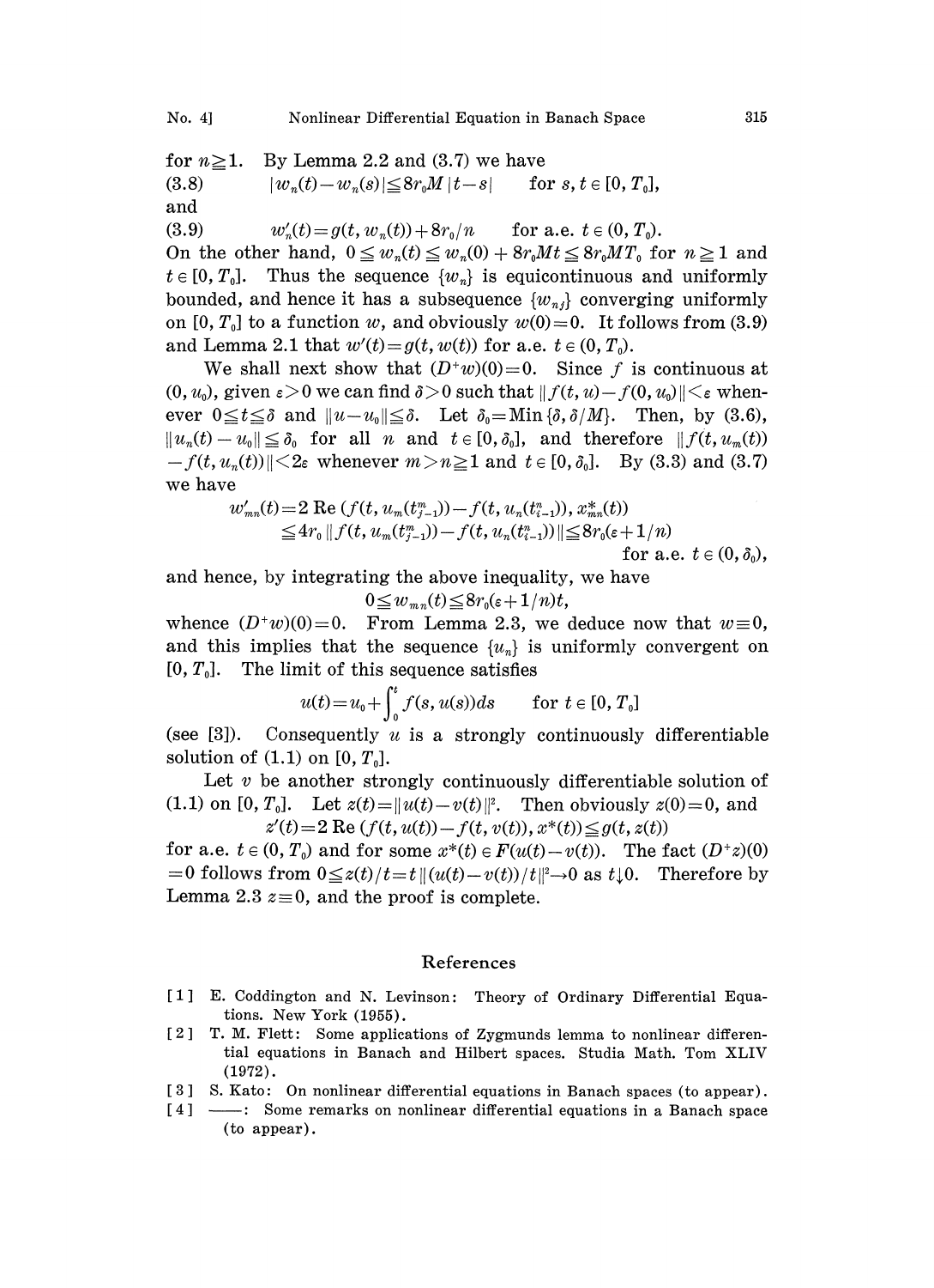for $n \geqq 1$. By Lemma 2.2 and (3.7) we have

$$(3.8) \qquad |w_n(t) - w_n(s)| \leqq 8r_0 M |t-s| \qquad \text{for } s, t \in [0, T_0],$$

and

$$(3.9) \qquad w_n'(t) = g(t, w_n(t)) + 8r_0/n \qquad \text{for a.e. } t \in (0, T_0).$$

On the other hand, $0 \leqq w_n(t) \leqq w_n(0) + 8r_0 Mt \leqq 8r_0 MT_0$ for $n \geqq 1$ and $t \in [0, T_0]$. Thus the sequence $\{w_n\}$ is equicontinuous and uniformly bounded, and hence it has a subsequence $\{w_{nj}\}$ converging uniformly on $[0, T_0]$ to a function $w$, and obviously $w(0)=0$. It follows from (3.9) and Lemma 2.1 that $w'(t) = g(t, w(t))$ for a.e. $t \in (0, T_0)$.

We shall next show that $(D^+w)(0)=0$. Since $f$ is continuous at $(0, u_0)$, given $\varepsilon > 0$ we can find $\delta > 0$ such that $\|f(t, u) - f(0, u_0)\| < \varepsilon$ whenever $0 \leqq t \leqq \delta$ and $\|u - u_0\| \leqq \delta$. Let $\delta_0 = \text{Min}\{\delta, \delta/M\}$. Then, by (3.6), $\|u_n(t) - u_0\| \leqq \delta_0$ for all $n$ and $t \in [0, \delta_0]$, and therefore $\|f(t, u_m(t)) - f(t, u_n(t))\| < 2\varepsilon$ whenever $m > n \geqq 1$ and $t \in [0, \delta_0]$. By (3.3) and (3.7) we have

$$\begin{aligned} w_{mn}'(t) &= 2 \,\text{Re}\,(f(t, u_m(t_{j-1}^m)) - f(t, u_n(t_{i-1}^n)), x_{mn}^*(t)) \\ &\leqq 4r_0 \|f(t, u_m(t_{j-1}^m)) - f(t, u_n(t_{i-1}^n))\| \leqq 8r_0(\varepsilon + 1/n) \end{aligned}$$

for a.e. $t \in (0, \delta_0)$,

and hence, by integrating the above inequality, we have

$$0 \leqq w_{mn}(t) \leqq 8r_0(\varepsilon + 1/n)t,$$

whence $(D^+w)(0)=0$. From Lemma 2.3, we deduce now that $w \equiv 0$, and this implies that the sequence $\{u_n\}$ is uniformly convergent on $[0, T_0]$. The limit of this sequence satisfies

$$u(t) = u_0 + \int_0^t f(s, u(s))ds \qquad \text{for } t \in [0, T_0]$$

(see [3]). Consequently $u$ is a strongly continuously differentiable solution of (1.1) on $[0, T_0]$.

Let $v$ be another strongly continuously differentiable solution of (1.1) on $[0, T_0]$. Let $z(t) = \|u(t) - v(t)\|^2$. Then obviously $z(0)=0$, and

$$z'(t) = 2 \,\text{Re}\,(f(t, u(t)) - f(t, v(t)), x^*(t)) \leqq g(t, z(t))$$

for a.e. $t \in (0, T_0)$ and for some $x^*(t) \in F(u(t) - v(t))$. The fact $(D^+z)(0) = 0$ follows from $0 \leqq z(t)/t = t\|(u(t) - v(t))/t\|^2 \to 0$ as $t \downarrow 0$. Therefore by Lemma 2.3 $z \equiv 0$, and the proof is complete.

## References

[1] E. Coddington and N. Levinson: Theory of Ordinary Differential Equations. New York (1955).

[2] T. M. Flett: Some applications of Zygmunds lemma to nonlinear differential equations in Banach and Hilbert spaces. Studia Math. Tom XLIV (1972).

[3] S. Kato: On nonlinear differential equations in Banach spaces (to appear).

[4] ——: Some remarks on nonlinear differential equations in a Banach space (to appear).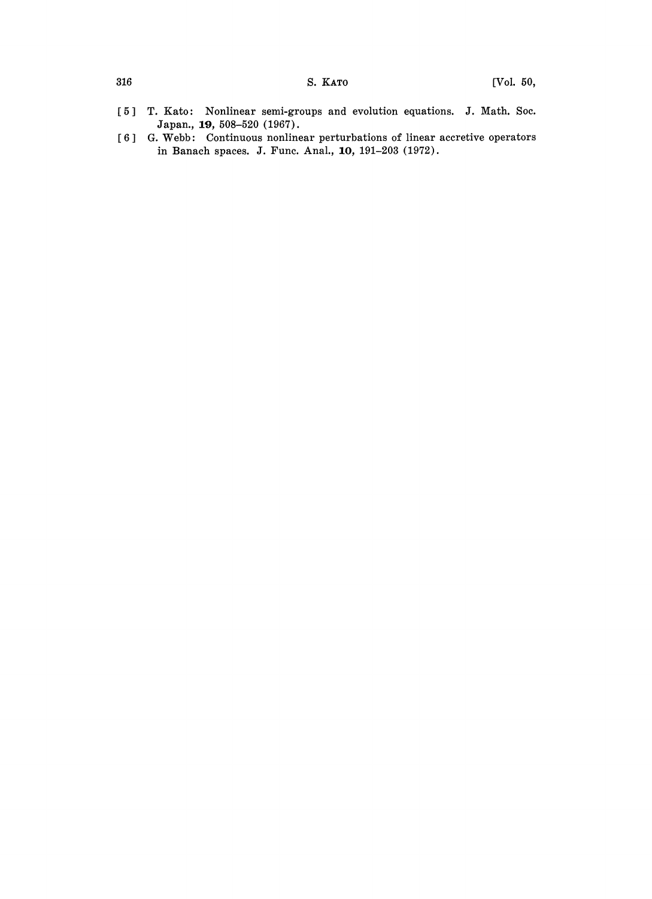[ 5 ] T. Kato: Nonlinear semi-groups and evolution equations. J. Math. Soc. Japan., **19**, 508–520 (1967).

[ 6 ] G. Webb: Continuous nonlinear perturbations of linear accretive operators in Banach spaces. J. Func. Anal., **10**, 191–203 (1972).